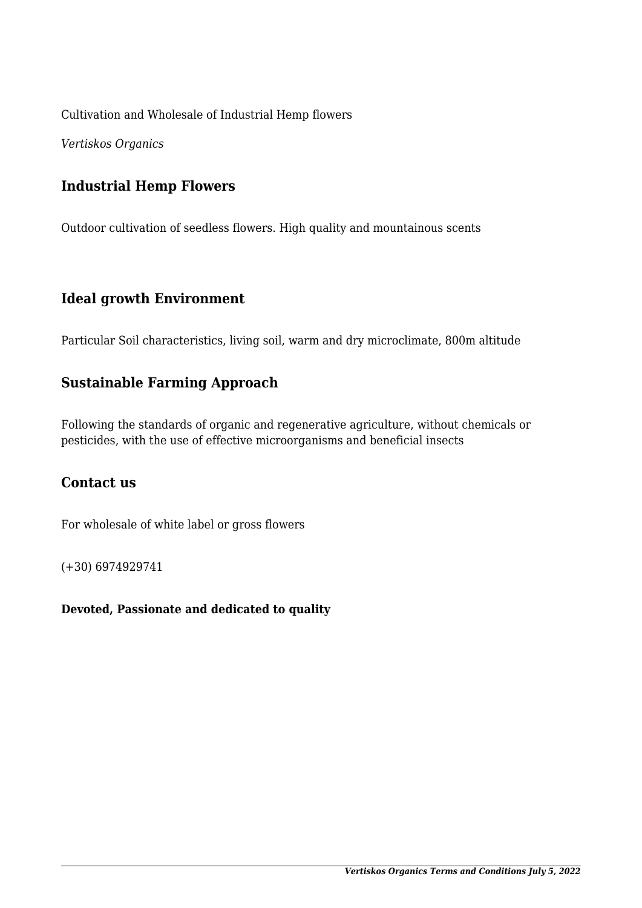Cultivation and Wholesale of Industrial Hemp flowers

*Vertiskos Organics*

## Industrial Hemp Flowers

Outdoor cultivation of seedless flowers. High quality and mountainous scents

## Ideal growth Environment

Particular Soil characteristics, living soil, warm and dry microclimate, 800m altitude

## Sustainable Farming Approach

Following the standards of organic and regenerative agriculture, without chemicals or pesticides, with the use of effective microorganisms and beneficial insects

## Contact us

For wholesale of white label or gross flowers

(+30) 6974929741

**Devoted, Passionate and dedicated to quality**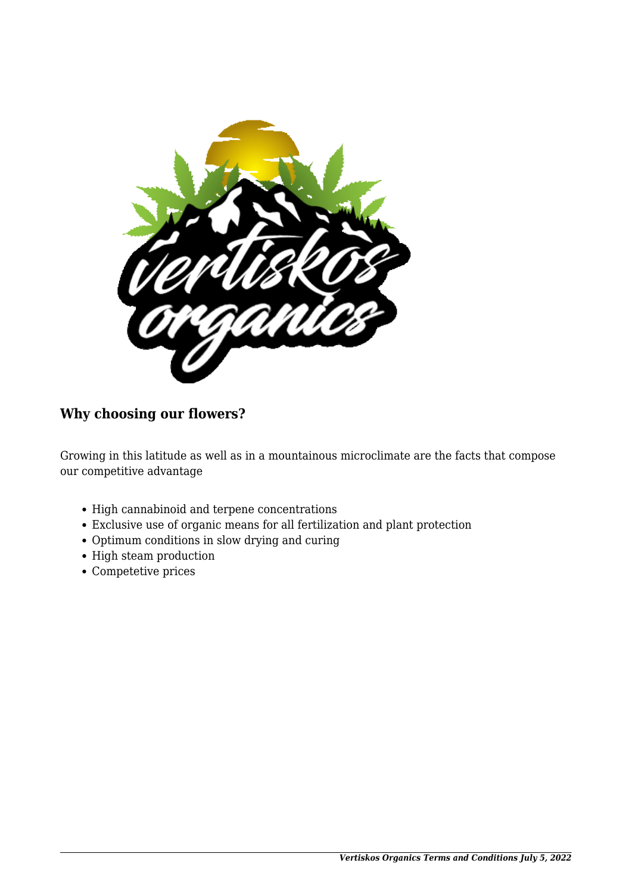### Why choosing our flowers?

Growing in this latitude as well as in a mountainous microclimate are the facts that compose our competitive advantage

- High cannabinoid and terpene concentrations
- Exclusive use of organic means for all fertilization and plant protection
- Optimum conditions in slow drying and curing
- High steam production
- Competetive prices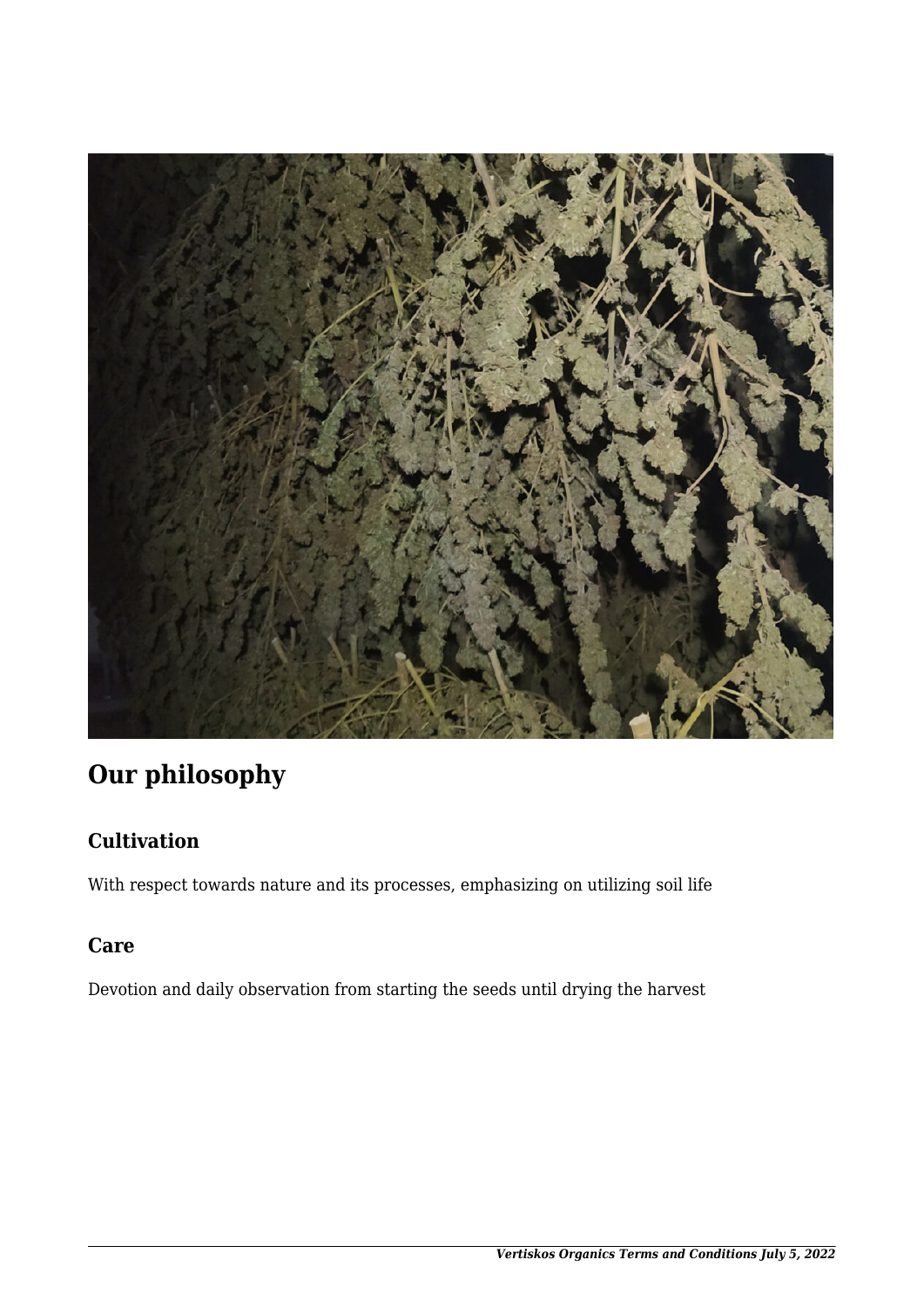## Our philosophy

### Cultivation

With respect towards nature and its processes, emphasizing on utilizing soil life

### Care

Devotion and daily observation from starting the seeds until drying the harvest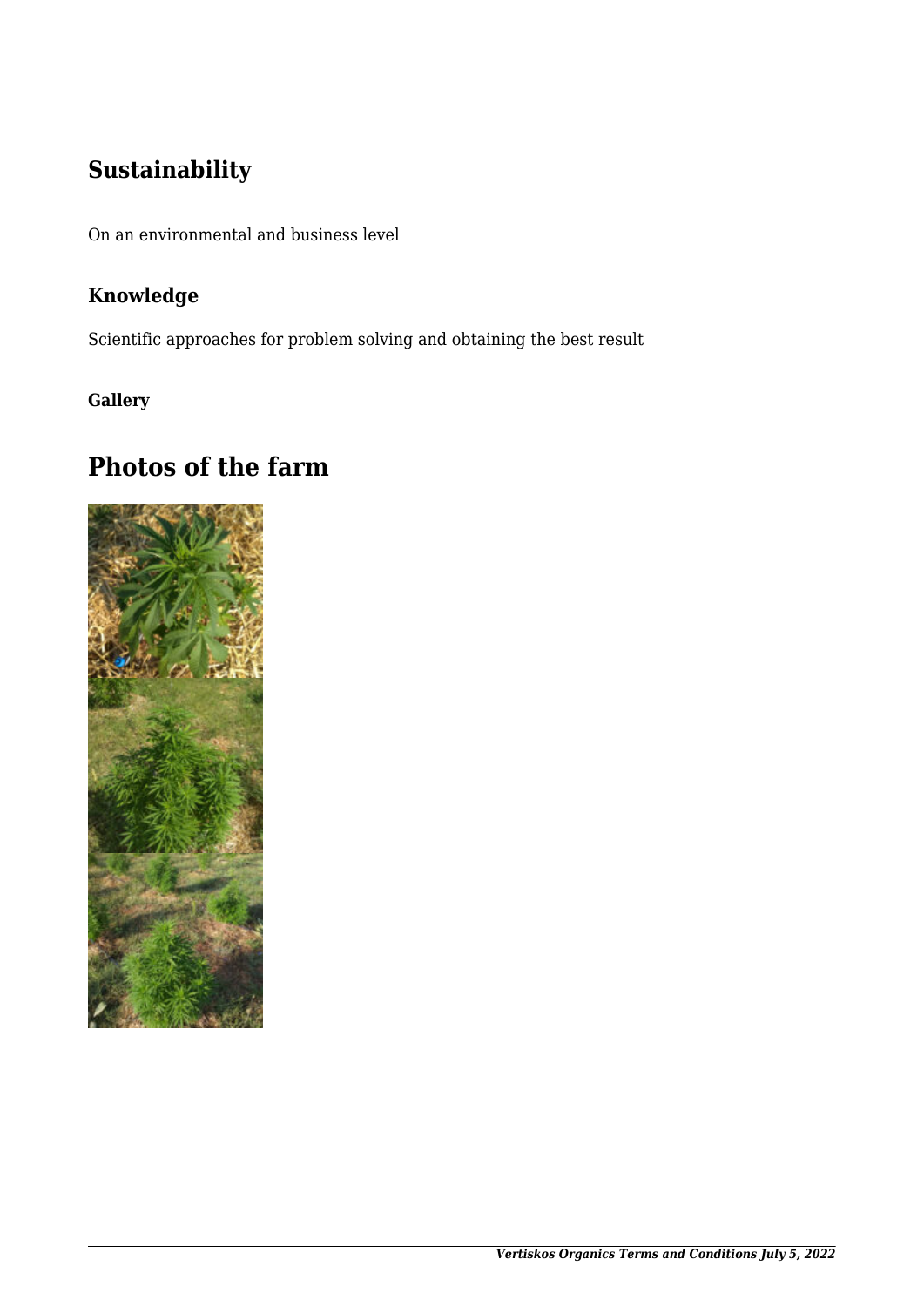## Sustainability

On an environmental and business level

### Knowledge

Scientific approaches for problem solving and obtaining the best result

**Gallery**

## Photos of the farm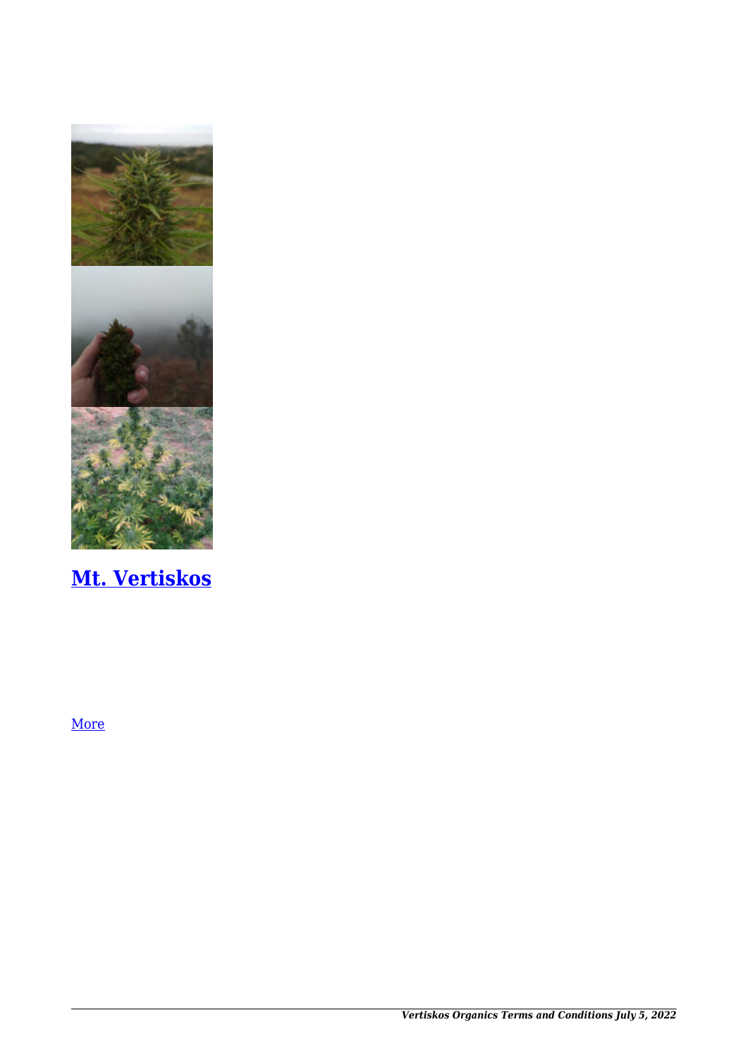## [Mt. Vertiskos]

[More]